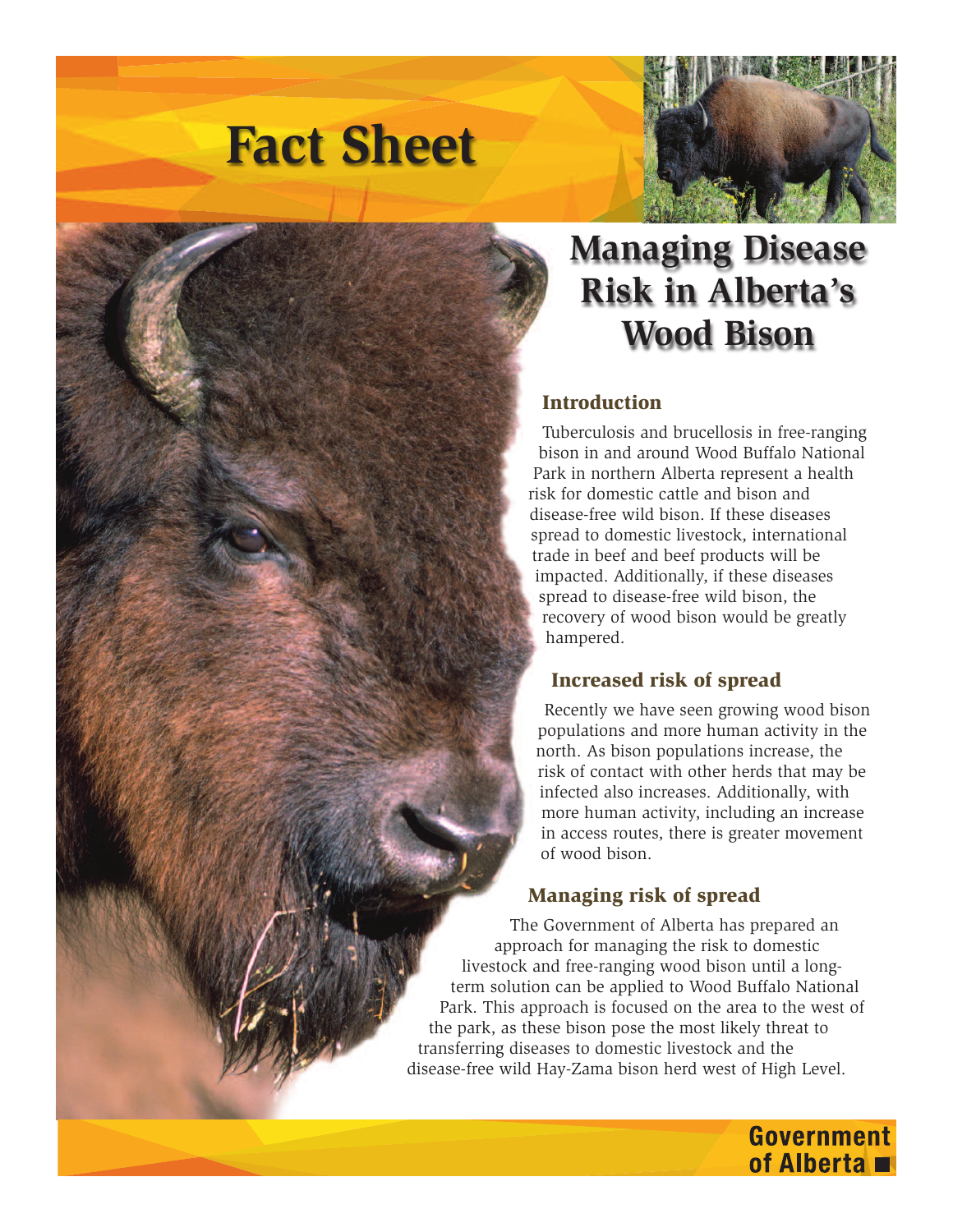# Fact Sheet

## Managing Disease Risk in Alberta's Wood Bison

### Introduction

Tuberculosis and brucellosis in free-ranging bison in and around Wood Buffalo National Park in northern Alberta represent a health risk for domestic cattle and bison and disease-free wild bison. If these diseases spread to domestic livestock, international trade in beef and beef products will be impacted. Additionally, if these diseases spread to disease-free wild bison, the recovery of wood bison would be greatly hampered.

### Increased risk of spread

Recently we have seen growing wood bison populations and more human activity in the north. As bison populations increase, the risk of contact with other herds that may be infected also increases. Additionally, with more human activity, including an increase in access routes, there is greater movement of wood bison.

### Managing risk of spread

The Government of Alberta has prepared an approach for managing the risk to domestic livestock and free-ranging wood bison until a long-term solution can be applied to Wood Buffalo National Park. This approach is focused on the area to the west of the park, as these bison pose the most likely threat to transferring diseases to domestic livestock and the disease-free wild Hay-Zama bison herd west of High Level.

Government of Alberta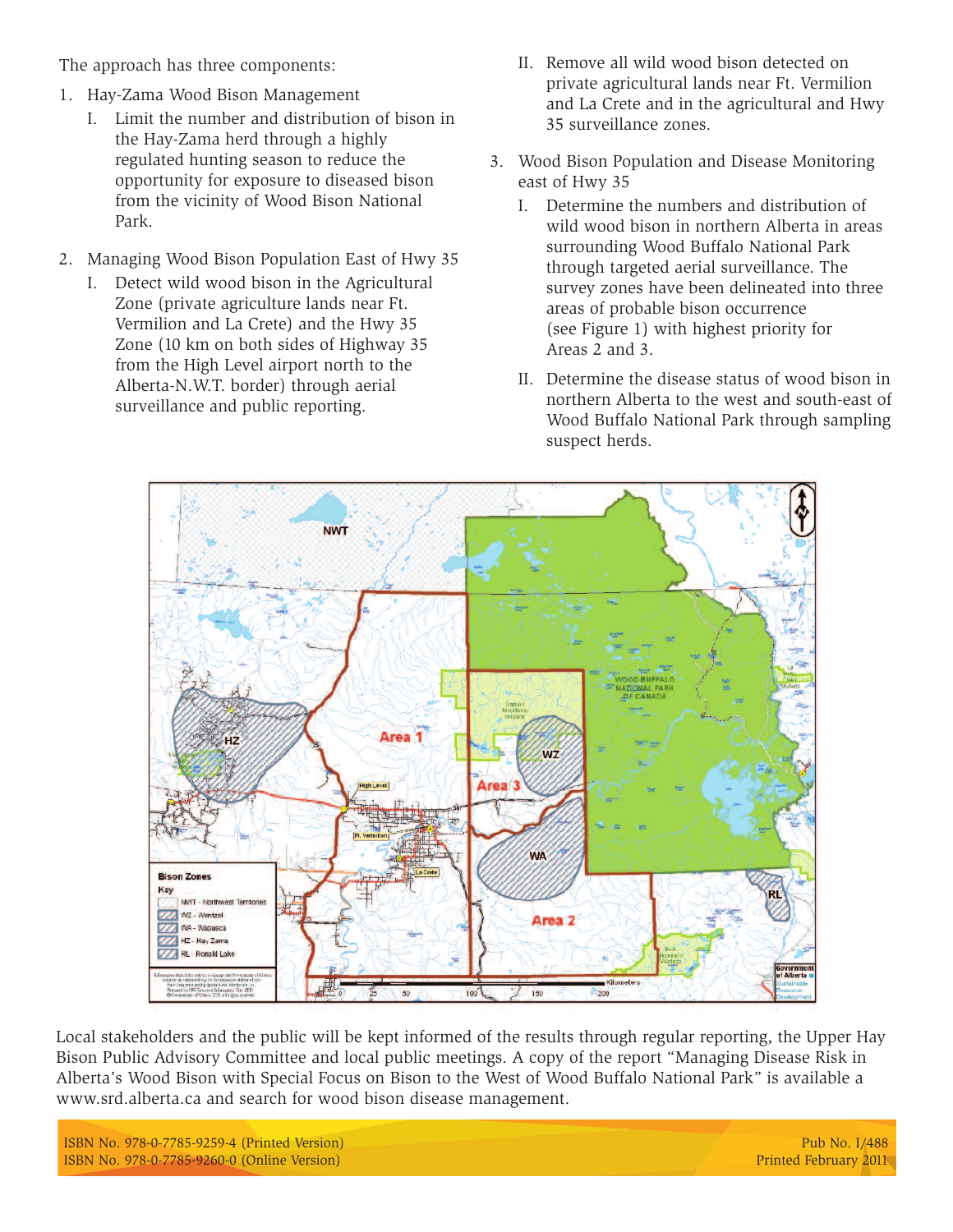The approach has three components:

1. Hay-Zama Wood Bison Management
   I. Limit the number and distribution of bison in the Hay-Zama herd through a highly regulated hunting season to reduce the opportunity for exposure to diseased bison from the vicinity of Wood Bison National Park.

2. Managing Wood Bison Population East of Hwy 35
   I. Detect wild wood bison in the Agricultural Zone (private agriculture lands near Ft. Vermilion and La Crete) and the Hwy 35 Zone (10 km on both sides of Highway 35 from the High Level airport north to the Alberta-N.W.T. border) through aerial surveillance and public reporting.
   II. Remove all wild wood bison detected on private agricultural lands near Ft. Vermilion and La Crete and in the agricultural and Hwy 35 surveillance zones.

3. Wood Bison Population and Disease Monitoring east of Hwy 35
   I. Determine the numbers and distribution of wild wood bison in northern Alberta in areas surrounding Wood Buffalo National Park through targeted aerial surveillance. The survey zones have been delineated into three areas of probable bison occurrence (see Figure 1) with highest priority for Areas 2 and 3.
   II. Determine the disease status of wood bison in northern Alberta to the west and south-east of Wood Buffalo National Park through sampling suspect herds.

NWT

Area 1

Area 2

Area 3

HZ

WZ

WA

RL

WOOD BUFFALO NATIONAL PARK OF CANADA

High Level

Ft. Vermilion

La Crete

Bison Zones

Key

NWT - Northwest Territories

WZ - Wentzel

WA - Wabasca

HZ - Hay Zama

RL - Ronald Lake

Kilometers

0 25 50 100 150 200

Government of Alberta

Sustainable Resource Development

Local stakeholders and the public will be kept informed of the results through regular reporting, the Upper Hay Bison Public Advisory Committee and local public meetings. A copy of the report "Managing Disease Risk in Alberta's Wood Bison with Special Focus on Bison to the West of Wood Buffalo National Park" is available a www.srd.alberta.ca and search for wood bison disease management.

ISBN No. 978-0-7785-9259-4 (Printed Version)
ISBN No. 978-0-7785-9260-0 (Online Version)

Pub No. I/488
Printed February 2011